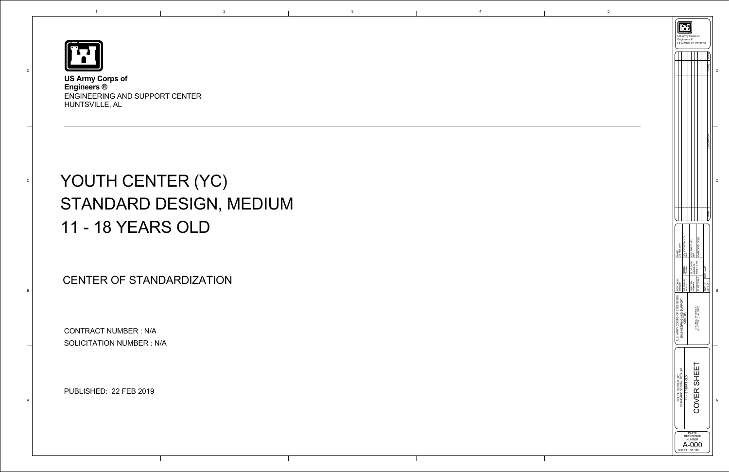**US Army Corps of Engineers ®**
ENGINEERING AND SUPPORT CENTER
HUNTSVILLE, AL

# YOUTH CENTER (YC)
# STANDARD DESIGN, MEDIUM
# 11 - 18 YEARS OLD

## CENTER OF STANDARDIZATION

CONTRACT NUMBER : N/A
SOLICITATION NUMBER : N/A

PUBLISHED: 22 FEB 2019

US Army Corps of Engineers ®
HUNTSVILLE CENTER

| MARK | DESCRIPTION | DATE | APPR. |
|---|---|---|---|
| | | | |

U.S. ARMY CORPS OF ENGINEERS
ENGINEERING AND SUPPORT CENTER
4820 UNIVERSITY SQUARE
HUNTSVILLE, AL 35816

| | | |
|---|---|---|
| DESIGN BY: | DATE: | |
| DRAWN BY: | CKD BY: | SOLICITATION NO.: N/A |
| SBMT BY: | PLOT DATE: | CONTRACT NO.: N/A |
| PLOT SCALE: | | CATEGORY CODE: |
| SIZE: D 22" x 34" | FILE NAME: | |

YOUTH CENTER (YC)
STANDARD DESIGN, MEDIUM
11 - 18 YEARS OLD

COVER SHEET

PLATE REFERENCE NUMBER
A-000
SHEET OF 120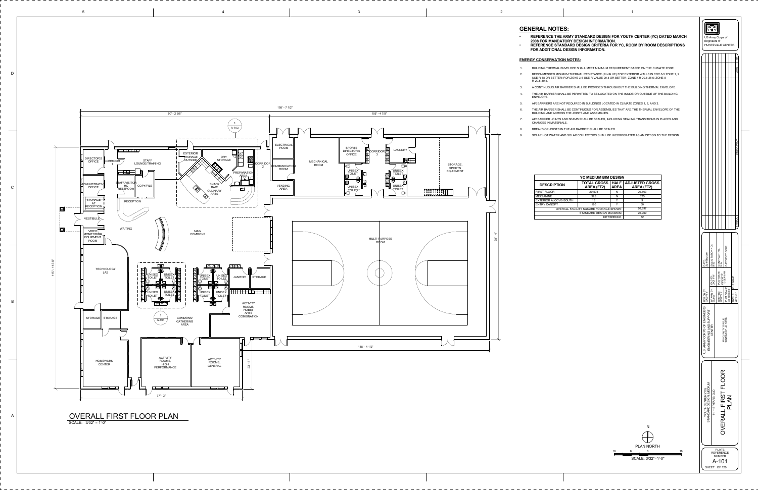## GENERAL NOTES:

- REFERENCE THE ARMY STANDARD DESIGN FOR YOUTH CENTER (YC) DATED MARCH 2008 FOR MANDATORY DESIGN INFORMATION.
- REFERENCE STANDARD DESIGN CRITERIA FOR YC, ROOM BY ROOM DESCRIPTIONS FOR ADDITIONAL DESIGN INFORMATION.

### ENERGY CONSERVATION NOTES:

1. BUILDING THERMAL ENVELOPE SHALL MEET MINIMUM REQUIREMENT BASED ON THE CLIMATE ZONE.
2. RECOMMENDED MINIMUM THERMAL RESISTANCE (R-VALUE) FOR EXTERIOR WALLS IN CDC 0-5 ZONE 1, 2 USE R-18 OR BETTER; FOR ZONE 3-6 USE R-VALUE 20.5 OR BETTER; ZONE 7 R-20.5-28.6; ZONE 8 R-20.5-30.5.
3. A CONTINUOUS AIR BARRIER SHALL BE PROVIDED THROUGHOUT THE BUILDING THERMAL ENVELOPE.
4. THE AIR BARRIER SHALL BE PERMITTED TO BE LOCATED ON THE INSIDE OR OUTSIDE OF THE BUILDING ENVELOPE.
5. AIR BARRIERS ARE NOT REQUIRED IN BUILDINGS LOCATED IN CLIMATE ZONES 1, 2, AND 3.
6. THE AIR BARRIER SHALL BE CONTINUOUS FOR ASSEMBLIES THAT ARE THE THERMAL ENVELOPE OF THE BUILDING AND ACROSS THE JOINTS AND ASSEMBLIES.
7. AIR BARRIER JOINTS AND SEAMS SHALL BE SEALED, INCLUDING SEALING TRANSITIONS IN PLACES AND CHANGES IN MATERIALS.
8. BREAKS OR JOINTS IN THE AIR BARRIER SHALL BE SEALED.
9. SOLAR HOT WATER AND SOLAR COLLECTORS SHALL BE INCORPORATED AS AN OPTION TO THE DESIGN.

| YC MEDIUM BIM DESIGN | | | |
|---|---|---|---|
| DESCRIPTION | TOTAL GROSS AREA (FT2) | HALF AREA | ADJUSTED GROSS AREA (FT2) |
| FIRST FLOOR | 20,503 | N | 20,503 |
| MEZZANINE | 325 | N | 325 |
| EXTERIOR ALCOVE-SOUTH | 18 | Y | 9 |
| ENTRY CANOPY | 120 | Y | 60 |
| OVERALL FACILITY SQUARE FOOTAGE SHOWN | | | 20,897 |
| STANDARD DESIGN MAXIMUM | | | 20,969 |
| DIFFERENCE | | | 72 |

## OVERALL FIRST FLOOR PLAN

SCALE: 3/32" = 1'-0"

DIRECTOR'S OFFICE, CORRIDOR 1, STAFF LOUNGE/TRAINING, ADMINISTRATIVE OFFICE, STAFF/VISITOR HC RESTROOM, COPY/FILE, STORAGE AT RECEPTION, RECEPTION, VESTIBULE, VIDEO MONITORING EQUIPMENT ROOM, WAITING, EXTERIOR STORAGE (OUTSIDE), DRY STORAGE, PREPARATION AREA, SNACK BAR/ CULINARY ARTS, CORRIDOR 2, MAIN COMMONS, ELECTRICAL ROOM, COMMUNICATION ROOM, VENDING AREA, MECHANICAL ROOM, SPORTS DIRECTOR'S OFFICE, CORRIDOR 3, LAUNDRY, UNISEX TOILET, STORAGE, SPORTS EQUIPMENT, MULTI-PURPOSE ROOM, TECHNOLOGY LAB, JANITOR, STORAGE, ACTIVITY ROOMS, HOBBY ARTS COMBINATION, COMMONS/ GATHERING AREA, HOMEWORK CENTER, ACTIVITY ROOMS, HIGH PERFORMANCE, ACTIVITY ROOMS, GENERAL

195' - 7 1/2" · 90' - 2 5/8" · 105' - 4 7/8" · 115' - 11 3/4" · 98' - 4" · 118' - 4 1/2" · 77' - 3" · 23' - 8"

PLAN NORTH — SCALE: 3/32"=1'-0"

US Army Corps of Engineers ® HUNTSVILLE CENTER

U.S. ARMY CORPS OF ENGINEERS ENGINEERING AND SUPPORT CENTER, 4820 UNIVERSITY SQUARE, HUNTSVILLE, AL 35816

YOUTH CENTER (YC) STANDARD DESIGN MEDIUM 11 - 18 YEARS OLD

OVERALL FIRST FLOOR PLAN

PLATE REFERENCE NUMBER: A-101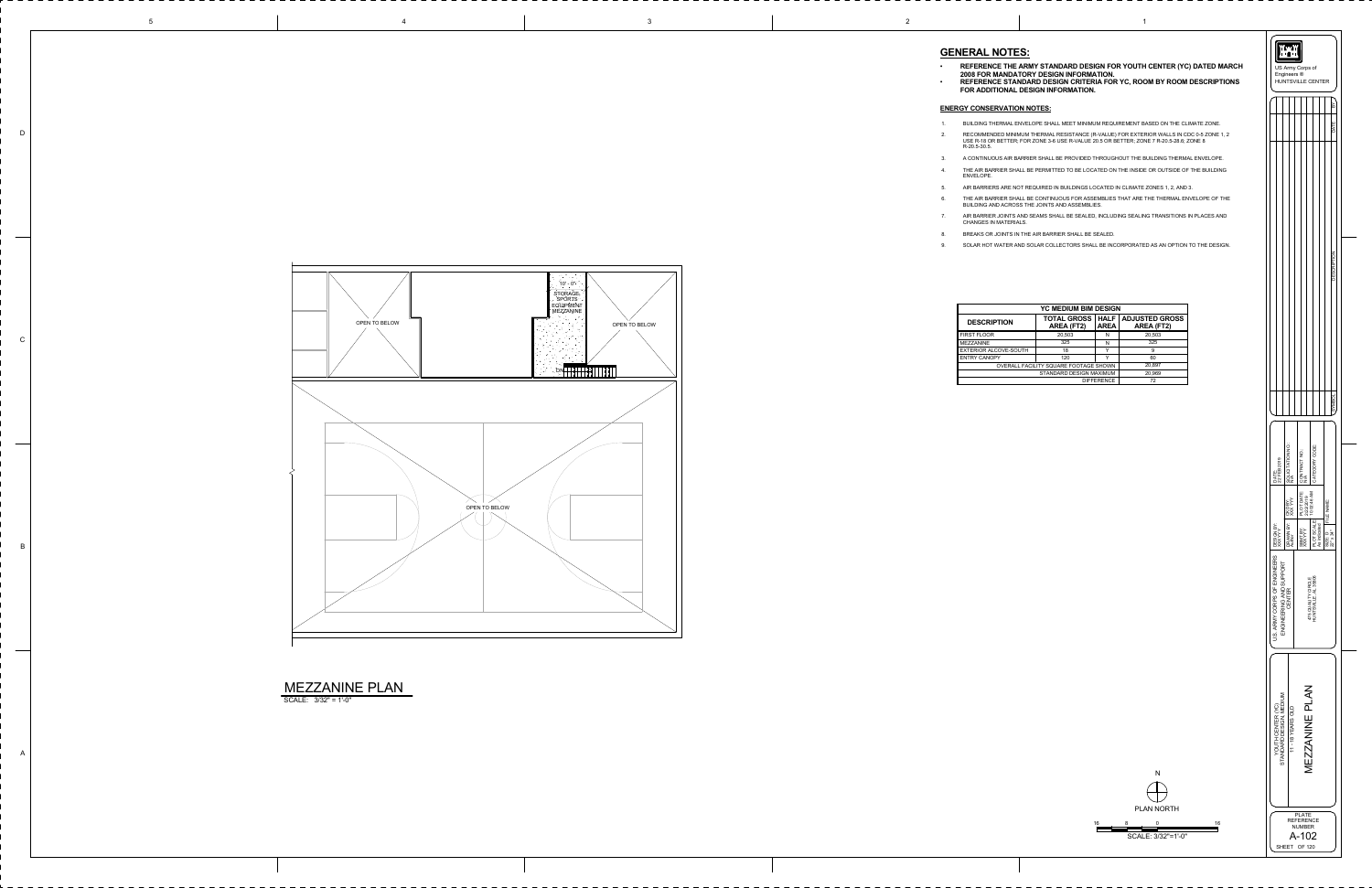## GENERAL NOTES:

- **REFERENCE THE ARMY STANDARD DESIGN FOR YOUTH CENTER (YC) DATED MARCH 2008 FOR MANDATORY DESIGN INFORMATION.**
- **REFERENCE STANDARD DESIGN CRITERIA FOR YC, ROOM BY ROOM DESCRIPTIONS FOR ADDITIONAL DESIGN INFORMATION.**

### ENERGY CONSERVATION NOTES:

1. BUILDING THERMAL ENVELOPE SHALL MEET MINIMUM REQUIREMENT BASED ON THE CLIMATE ZONE.
2. RECOMMENDED MINIMUM THERMAL RESISTANCE (R-VALUE) FOR EXTERIOR WALLS IN CDC 0-5 ZONE 1, 2 USE R-18 OR BETTER; FOR ZONE 3-6 USE R-VALUE 20.5 OR BETTER; ZONE 7 R-20.5-28.6; ZONE 8 R-20.5-30.5.
3. A CONTINUOUS AIR BARRIER SHALL BE PROVIDED THROUGHOUT THE BUILDING THERMAL ENVELOPE.
4. THE AIR BARRIER SHALL BE PERMITTED TO BE LOCATED ON THE INSIDE OR OUTSIDE OF THE BUILDING ENVELOPE.
5. AIR BARRIERS ARE NOT REQUIRED IN BUILDINGS LOCATED IN CLIMATE ZONES 1, 2, AND 3.
6. THE AIR BARRIER SHALL BE CONTINUOUS FOR ASSEMBLIES THAT ARE THE THERMAL ENVELOPE OF THE BUILDING AND ACROSS THE JOINTS AND ASSEMBLIES.
7. AIR BARRIER JOINTS AND SEAMS SHALL BE SEALED, INCLUDING SEALING TRANSITIONS IN PLACES AND CHANGES IN MATERIALS.
8. BREAKS OR JOINTS IN THE AIR BARRIER SHALL BE SEALED.
9. SOLAR HOT WATER AND SOLAR COLLECTORS SHALL BE INCORPORATED AS AN OPTION TO THE DESIGN.

| YC MEDIUM BIM DESIGN | | | |
|---|---|---|---|
| DESCRIPTION | TOTAL GROSS AREA (FT2) | HALF AREA | ADJUSTED GROSS AREA (FT2) |
| FIRST FLOOR | 20,503 | N | 20,503 |
| MEZZANINE | 325 | N | 325 |
| EXTERIOR ALCOVE-SOUTH | 18 | Y | 9 |
| ENTRY CANOPY | 120 | Y | 60 |
| OVERALL FACILITY SQUARE FOOTAGE SHOWN | | | 20,897 |
| STANDARD DESIGN MAXIMUM | | | 20,969 |
| DIFFERENCE | | | 72 |

OPEN TO BELOW

10' - 0"

STORAGE SPORTS EQUIPMENT MEZZANINE

DN

OPEN TO BELOW

OPEN TO BELOW

## MEZZANINE PLAN

SCALE: 3/32" = 1'-0"

N

PLAN NORTH

16 8 0 16

SCALE: 3/32"=1'-0"

US Army Corps of Engineers ® HUNTSVILLE CENTER

U.S. ARMY CORPS OF ENGINEERS ENGINEERING AND SUPPORT CENTER

4820 UNIVERSITY SQUARE HUNTSVILLE, AL 35816

YOUTH CENTER (YC) STANDARD DESIGN, MEDIUM 11 - 18 YEARS OLD

MEZZANINE PLAN

PLATE REFERENCE NUMBER

A-102

SHEET OF 120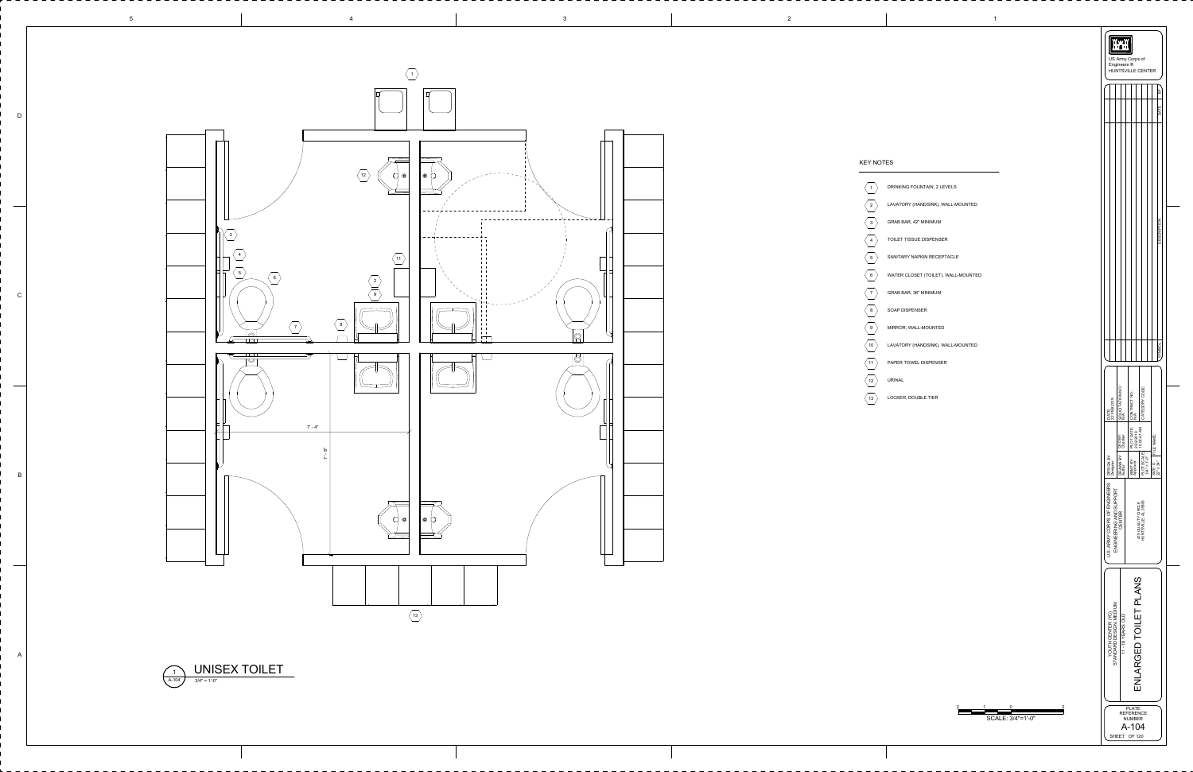## KEY NOTES

1. DRINKING FOUNTAIN, 2 LEVELS
2. LAVATORY (HANDSINK), WALL-MOUNTED
3. GRAB BAR, 42" MINIMUM
4. TOILET TISSUE DISPENSER
5. SANITARY NAPKIN RECEPTACLE
6. WATER CLOSET (TOILET), WALL-MOUNTED
7. GRAB BAR, 36" MINIMUM
8. SOAP DISPENSER
9. MIRROR, WALL-MOUNTED
10. LAVATORY (HANDSINK), WALL-MOUNTED
11. PAPER TOWEL DISPENSER
12. URINAL
13. LOCKER, DOUBLE TIER

7' - 4"

7' - 8"

## 1 UNISEX TOILET
A-104

3/4" = 1'-0"

SCALE: 3/4"=1'-0"

US Army Corps of Engineers ®
HUNTSVILLE CENTER

| SYMBOL | DESCRIPTION | DATE | BY |
|---|---|---|---|

U.S. ARMY CORPS OF ENGINEERS
ENGINEERING AND SUPPORT CENTER

4820 UNIVERSITY SQUARE
HUNTSVILLE, AL 35816

DESIGN BY:
DRAWN BY:
SBMT BY:
PLOT SCALE: 3/4" = 1'-0"
SIZE: D 22" x 34"
CKD BY:
PLOT DATE:
FILE NAME:
DATE:
SOLICITATION NO.:
CONTRACT NO.:
CATEGORY CODE:

YOUTH CENTER (YC)
STANDARD DESIGN, MEDIUM
11 - 18 YEARS OLD

ENLARGED TOILET PLANS

PLATE REFERENCE NUMBER
A-104

SHEET OF 120